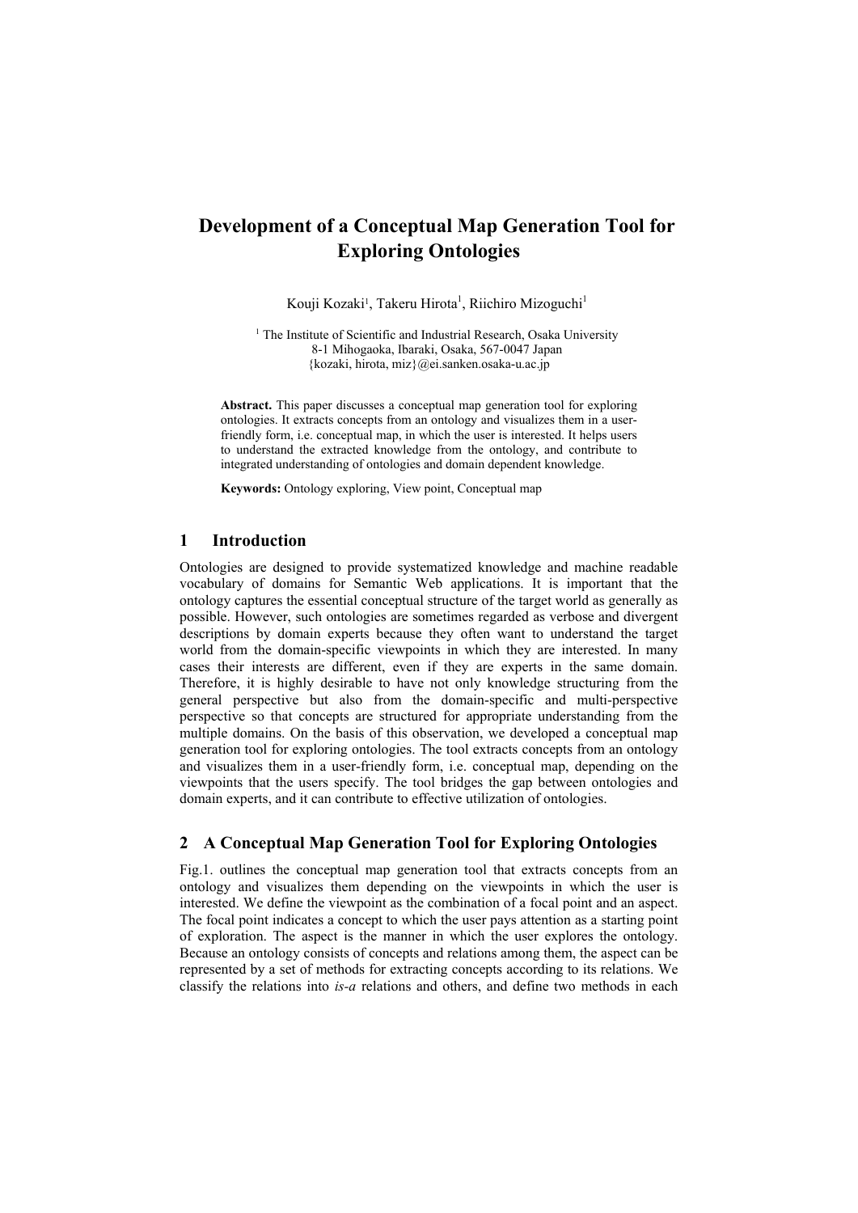# Development of a Conceptual Map Generation Tool for Exploring Ontologies

Kouji Kozaki[1], Takeru Hirota[1], Riichiro Mizoguchi[1]

[1] The Institute of Scientific and Industrial Research, Osaka University
8-1 Mihogaoka, Ibaraki, Osaka, 567-0047 Japan
{kozaki, hirota, miz}@ei.sanken.osaka-u.ac.jp

**Abstract.** This paper discusses a conceptual map generation tool for exploring ontologies. It extracts concepts from an ontology and visualizes them in a user-friendly form, i.e. conceptual map, in which the user is interested. It helps users to understand the extracted knowledge from the ontology, and contribute to integrated understanding of ontologies and domain dependent knowledge.

**Keywords:** Ontology exploring, View point, Conceptual map

## 1 Introduction

Ontologies are designed to provide systematized knowledge and machine readable vocabulary of domains for Semantic Web applications. It is important that the ontology captures the essential conceptual structure of the target world as generally as possible. However, such ontologies are sometimes regarded as verbose and divergent descriptions by domain experts because they often want to understand the target world from the domain-specific viewpoints in which they are interested. In many cases their interests are different, even if they are experts in the same domain. Therefore, it is highly desirable to have not only knowledge structuring from the general perspective but also from the domain-specific and multi-perspective perspective so that concepts are structured for appropriate understanding from the multiple domains. On the basis of this observation, we developed a conceptual map generation tool for exploring ontologies. The tool extracts concepts from an ontology and visualizes them in a user-friendly form, i.e. conceptual map, depending on the viewpoints that the users specify. The tool bridges the gap between ontologies and domain experts, and it can contribute to effective utilization of ontologies.

## 2 A Conceptual Map Generation Tool for Exploring Ontologies

Fig.1. outlines the conceptual map generation tool that extracts concepts from an ontology and visualizes them depending on the viewpoints in which the user is interested. We define the viewpoint as the combination of a focal point and an aspect. The focal point indicates a concept to which the user pays attention as a starting point of exploration. The aspect is the manner in which the user explores the ontology. Because an ontology consists of concepts and relations among them, the aspect can be represented by a set of methods for extracting concepts according to its relations. We classify the relations into *is-a* relations and others, and define two methods in each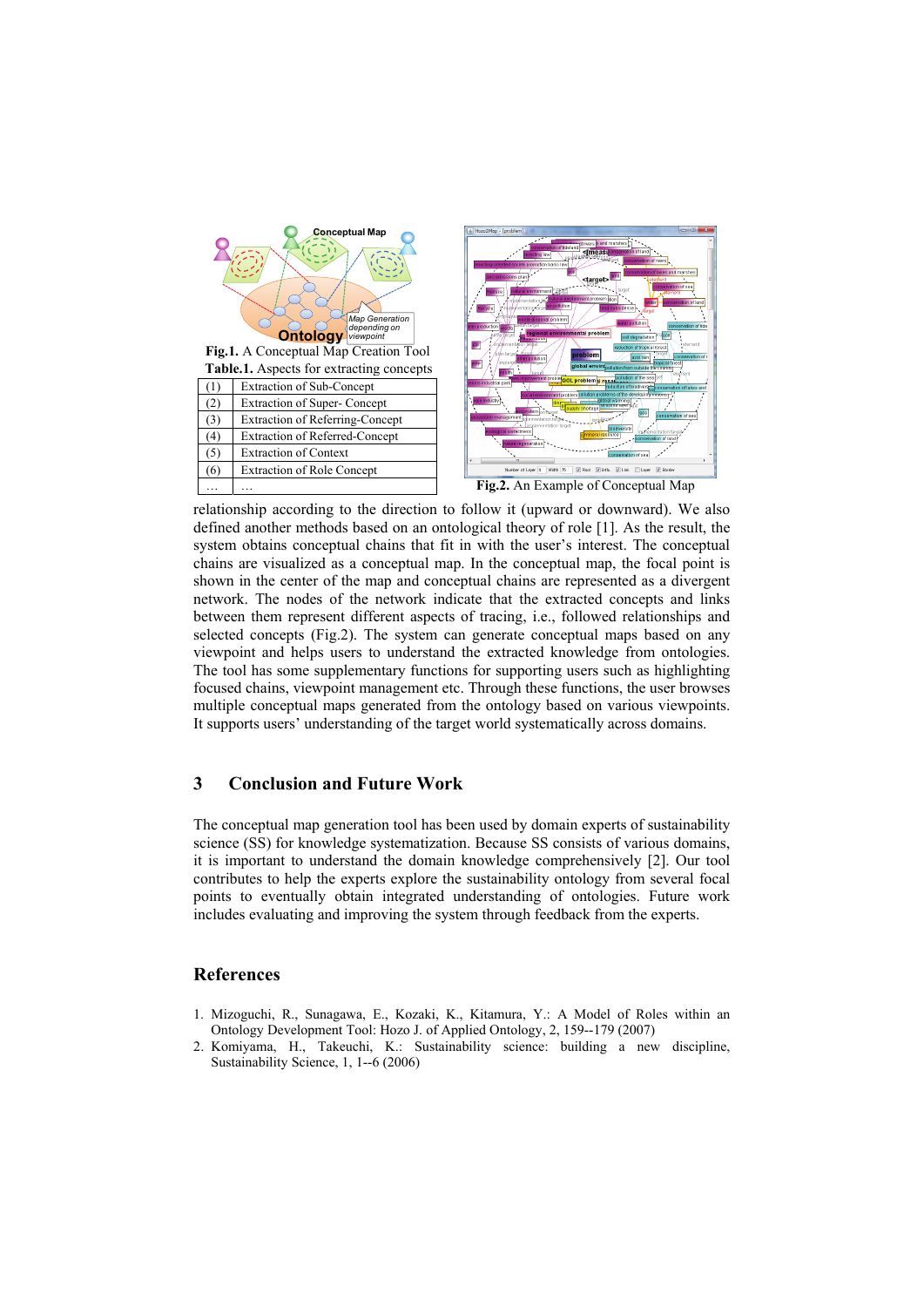Fig.1. A Conceptual Map Creation Tool

Table.1. Aspects for extracting concepts

| | |
|---|---|
| (1) | Extraction of Sub-Concept |
| (2) | Extraction of Super- Concept |
| (3) | Extraction of Referring-Concept |
| (4) | Extraction of Referred-Concept |
| (5) | Extraction of Context |
| (6) | Extraction of Role Concept |
| … | … |

Fig.2. An Example of Conceptual Map

relationship according to the direction to follow it (upward or downward). We also defined another methods based on an ontological theory of role [1]. As the result, the system obtains conceptual chains that fit in with the user's interest. The conceptual chains are visualized as a conceptual map. In the conceptual map, the focal point is shown in the center of the map and conceptual chains are represented as a divergent network. The nodes of the network indicate that the extracted concepts and links between them represent different aspects of tracing, i.e., followed relationships and selected concepts (Fig.2). The system can generate conceptual maps based on any viewpoint and helps users to understand the extracted knowledge from ontologies. The tool has some supplementary functions for supporting users such as highlighting focused chains, viewpoint management etc. Through these functions, the user browses multiple conceptual maps generated from the ontology based on various viewpoints. It supports users' understanding of the target world systematically across domains.

## 3 Conclusion and Future Work

The conceptual map generation tool has been used by domain experts of sustainability science (SS) for knowledge systematization. Because SS consists of various domains, it is important to understand the domain knowledge comprehensively [2]. Our tool contributes to help the experts explore the sustainability ontology from several focal points to eventually obtain integrated understanding of ontologies. Future work includes evaluating and improving the system through feedback from the experts.

## References

1. Mizoguchi, R., Sunagawa, E., Kozaki, K., Kitamura, Y.: A Model of Roles within an Ontology Development Tool: Hozo J. of Applied Ontology, 2, 159--179 (2007)
2. Komiyama, H., Takeuchi, K.: Sustainability science: building a new discipline, Sustainability Science, 1, 1--6 (2006)